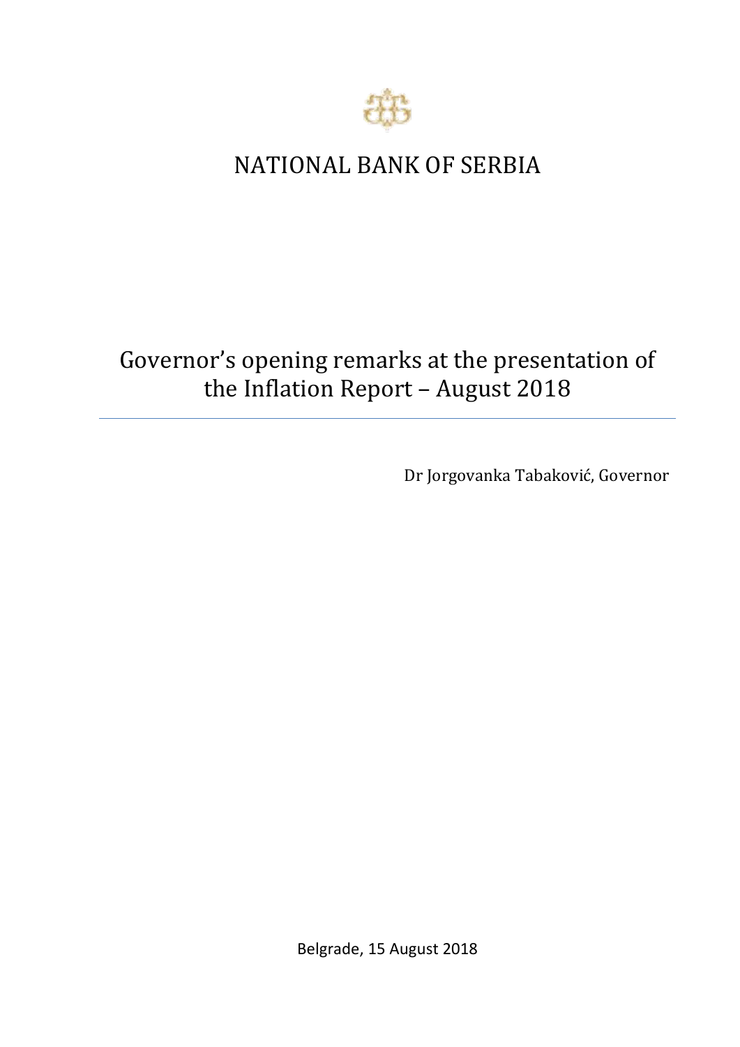# NATIONAL BANK OF SERBIA

## Governor's opening remarks at the presentation of the Inflation Report – August 2018

---

Dr Jorgovanka Tabaković, Governor

Belgrade, 15 August 2018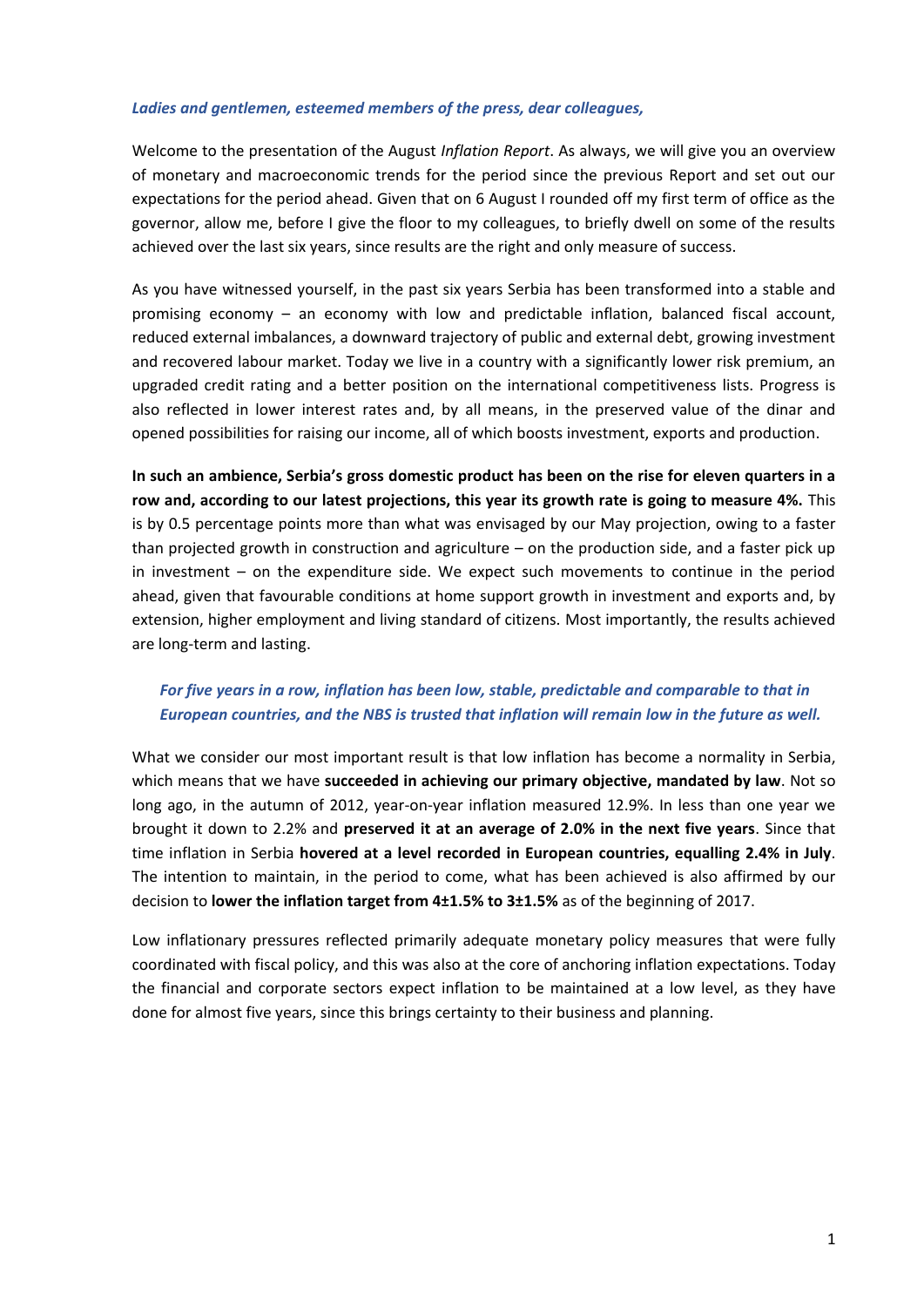***Ladies and gentlemen, esteemed members of the press, dear colleagues,***

Welcome to the presentation of the August *Inflation Report*. As always, we will give you an overview of monetary and macroeconomic trends for the period since the previous Report and set out our expectations for the period ahead. Given that on 6 August I rounded off my first term of office as the governor, allow me, before I give the floor to my colleagues, to briefly dwell on some of the results achieved over the last six years, since results are the right and only measure of success.

As you have witnessed yourself, in the past six years Serbia has been transformed into a stable and promising economy – an economy with low and predictable inflation, balanced fiscal account, reduced external imbalances, a downward trajectory of public and external debt, growing investment and recovered labour market. Today we live in a country with a significantly lower risk premium, an upgraded credit rating and a better position on the international competitiveness lists. Progress is also reflected in lower interest rates and, by all means, in the preserved value of the dinar and opened possibilities for raising our income, all of which boosts investment, exports and production.

**In such an ambience, Serbia's gross domestic product has been on the rise for eleven quarters in a row and, according to our latest projections, this year its growth rate is going to measure 4%.** This is by 0.5 percentage points more than what was envisaged by our May projection, owing to a faster than projected growth in construction and agriculture – on the production side, and a faster pick up in investment – on the expenditure side. We expect such movements to continue in the period ahead, given that favourable conditions at home support growth in investment and exports and, by extension, higher employment and living standard of citizens. Most importantly, the results achieved are long-term and lasting.

***For five years in a row, inflation has been low, stable, predictable and comparable to that in European countries, and the NBS is trusted that inflation will remain low in the future as well.***

What we consider our most important result is that low inflation has become a normality in Serbia, which means that we have **succeeded in achieving our primary objective, mandated by law**. Not so long ago, in the autumn of 2012, year-on-year inflation measured 12.9%. In less than one year we brought it down to 2.2% and **preserved it at an average of 2.0% in the next five years**. Since that time inflation in Serbia **hovered at a level recorded in European countries, equalling 2.4% in July**. The intention to maintain, in the period to come, what has been achieved is also affirmed by our decision to **lower the inflation target from 4±1.5% to 3±1.5%** as of the beginning of 2017.

Low inflationary pressures reflected primarily adequate monetary policy measures that were fully coordinated with fiscal policy, and this was also at the core of anchoring inflation expectations. Today the financial and corporate sectors expect inflation to be maintained at a low level, as they have done for almost five years, since this brings certainty to their business and planning.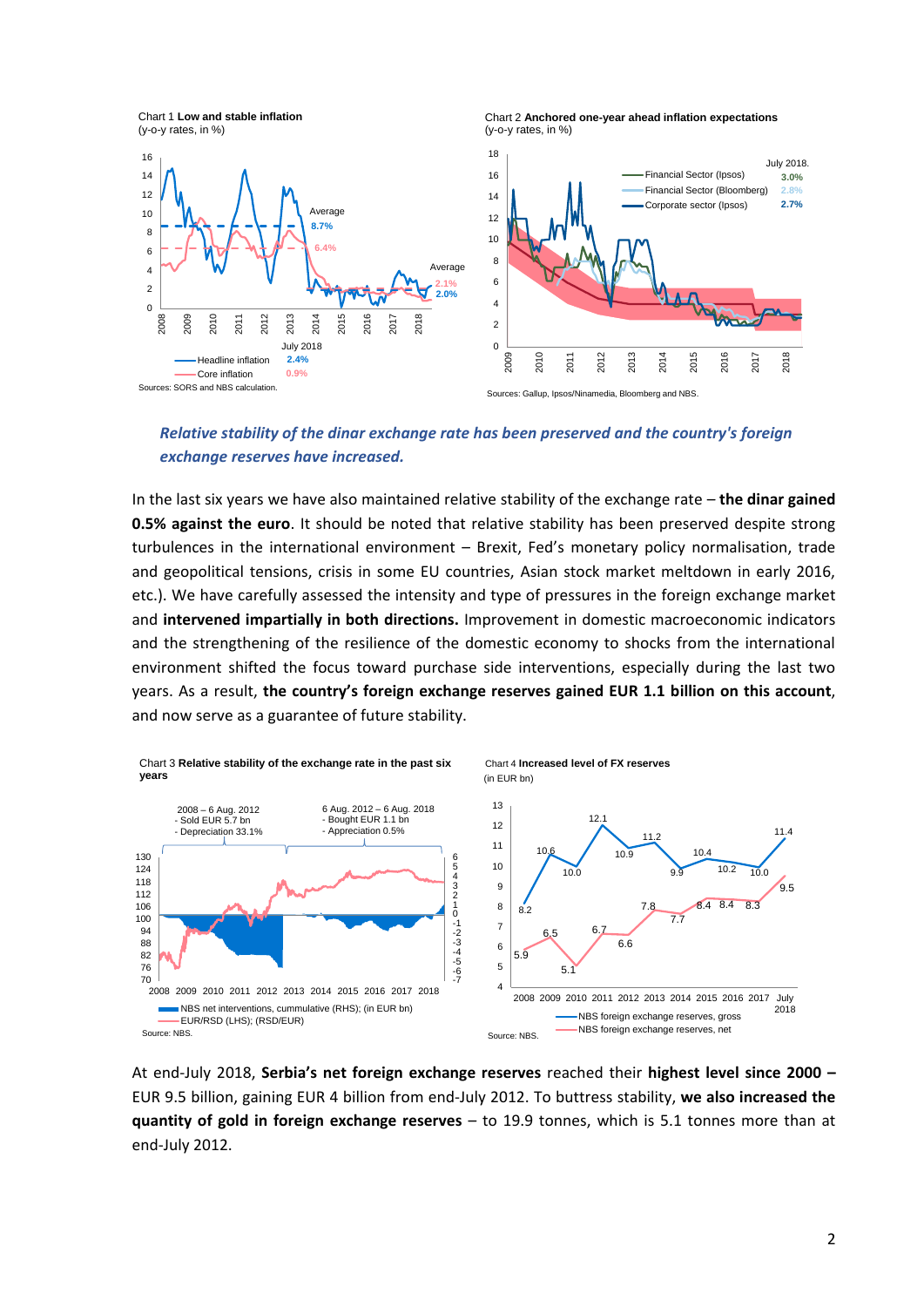Chart 1 **Low and stable inflation**
(y-o-y rates, in %)

Sources: SORS and NBS calculation.

Chart 2 **Anchored one-year ahead inflation expectations**
(y-o-y rates, in %)

Sources: Gallup, Ipsos/Ninamedia, Bloomberg and NBS.

***Relative stability of the dinar exchange rate has been preserved and the country's foreign exchange reserves have increased.***

In the last six years we have also maintained relative stability of the exchange rate – **the dinar gained 0.5% against the euro**. It should be noted that relative stability has been preserved despite strong turbulences in the international environment – Brexit, Fed's monetary policy normalisation, trade and geopolitical tensions, crisis in some EU countries, Asian stock market meltdown in early 2016, etc.). We have carefully assessed the intensity and type of pressures in the foreign exchange market and **intervened impartially in both directions.** Improvement in domestic macroeconomic indicators and the strengthening of the resilience of the domestic economy to shocks from the international environment shifted the focus toward purchase side interventions, especially during the last two years. As a result, **the country's foreign exchange reserves gained EUR 1.1 billion on this account**, and now serve as a guarantee of future stability.

Chart 3 **Relative stability of the exchange rate in the past six years**

Source: NBS.

Chart 4 **Increased level of FX reserves**
(in EUR bn)

Source: NBS.

At end-July 2018, **Serbia's net foreign exchange reserves** reached their **highest level since 2000 –** EUR 9.5 billion, gaining EUR 4 billion from end-July 2012. To buttress stability, **we also increased the quantity of gold in foreign exchange reserves** – to 19.9 tonnes, which is 5.1 tonnes more than at end-July 2012.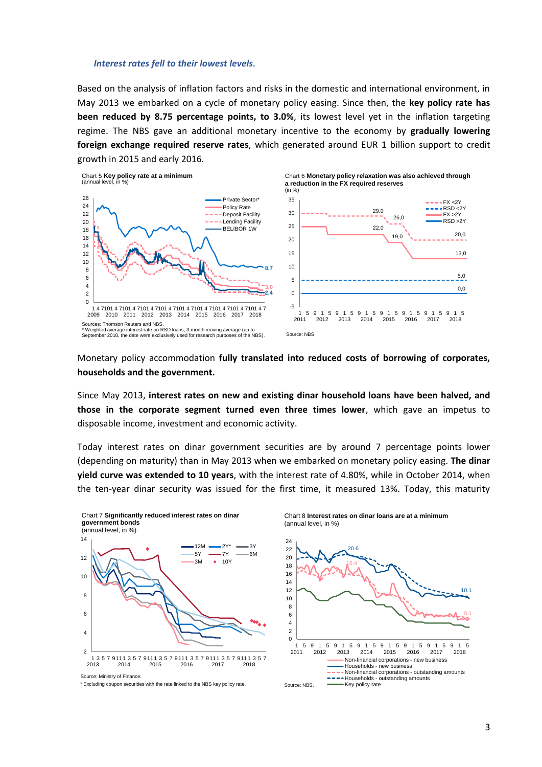### *Interest rates fell to their lowest levels.*

Based on the analysis of inflation factors and risks in the domestic and international environment, in May 2013 we embarked on a cycle of monetary policy easing. Since then, the **key policy rate has been reduced by 8.75 percentage points, to 3.0%**, its lowest level yet in the inflation targeting regime. The NBS gave an additional monetary incentive to the economy by **gradually lowering foreign exchange required reserve rates**, which generated around EUR 1 billion support to credit growth in 2015 and early 2016.

Chart 5 **Key policy rate at a minimum**
(annual level, in %)

Sources: Thomson Reuters and NBS.
\* Weighted average interest rate on RSD loans, 3-month moving average (up to September 2010, the date were exclusively used for research purposes of the NBS).

Chart 6 **Monetary policy relaxation was also achieved through a reduction in the FX required reserves**
(in %)

Source: NBS.

Monetary policy accommodation **fully translated into reduced costs of borrowing of corporates, households and the government.**

Since May 2013, **interest rates on new and existing dinar household loans have been halved, and those in the corporate segment turned even three times lower**, which gave an impetus to disposable income, investment and economic activity.

Today interest rates on dinar government securities are by around 7 percentage points lower (depending on maturity) than in May 2013 when we embarked on monetary policy easing. **The dinar yield curve was extended to 10 years**, with the interest rate of 4.80%, while in October 2014, when the ten-year dinar security was issued for the first time, it measured 13%. Today, this maturity

Chart 7 **Significantly reduced interest rates on dinar government bonds**
(annual level, in %)

Source: Ministry of Finance.
\* Excluding coupon securities with the rate linked to the NBS key policy rate.

Chart 8 **Interest rates on dinar loans are at a minimum**
(annual level, in %)

Source: NBS.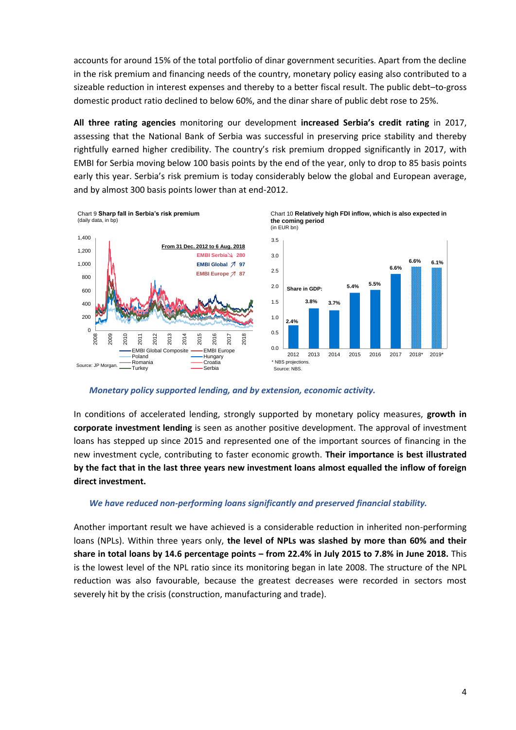accounts for around 15% of the total portfolio of dinar government securities. Apart from the decline in the risk premium and financing needs of the country, monetary policy easing also contributed to a sizeable reduction in interest expenses and thereby to a better fiscal result. The public debt–to-gross domestic product ratio declined to below 60%, and the dinar share of public debt rose to 25%.

**All three rating agencies** monitoring our development **increased Serbia's credit rating** in 2017, assessing that the National Bank of Serbia was successful in preserving price stability and thereby rightfully earned higher credibility. The country's risk premium dropped significantly in 2017, with EMBI for Serbia moving below 100 basis points by the end of the year, only to drop to 85 basis points early this year. Serbia's risk premium is today considerably below the global and European average, and by almost 300 basis points lower than at end-2012.

Chart 9 **Sharp fall in Serbia's risk premium**
(daily data, in bp)

From 31 Dec. 2012 to 6 Aug. 2018: EMBI Serbia ↘ 280; EMBI Global ↗ 97; EMBI Europe ↗ 87

Legend: EMBI Global Composite, EMBI Europe, Poland, Hungary, Romania, Croatia, Turkey, Serbia

Source: JP Morgan.

Chart 10 **Relatively high FDI inflow, which is also expected in the coming period**
(in EUR bn)

Share in GDP: 2012 – 2.4%; 2013 – 3.8%; 2014 – 3.7%; 2015 – 5.4%; 2016 – 5.5%; 2017 – 6.6%; 2018* – 6.6%; 2019* – 6.1%

\* NBS projections.
Source: NBS.

***Monetary policy supported lending, and by extension, economic activity.***

In conditions of accelerated lending, strongly supported by monetary policy measures, **growth in corporate investment lending** is seen as another positive development. The approval of investment loans has stepped up since 2015 and represented one of the important sources of financing in the new investment cycle, contributing to faster economic growth. **Their importance is best illustrated by the fact that in the last three years new investment loans almost equalled the inflow of foreign direct investment.**

***We have reduced non-performing loans significantly and preserved financial stability.***

Another important result we have achieved is a considerable reduction in inherited non-performing loans (NPLs). Within three years only, **the level of NPLs was slashed by more than 60% and their share in total loans by 14.6 percentage points – from 22.4% in July 2015 to 7.8% in June 2018.** This is the lowest level of the NPL ratio since its monitoring began in late 2008. The structure of the NPL reduction was also favourable, because the greatest decreases were recorded in sectors most severely hit by the crisis (construction, manufacturing and trade).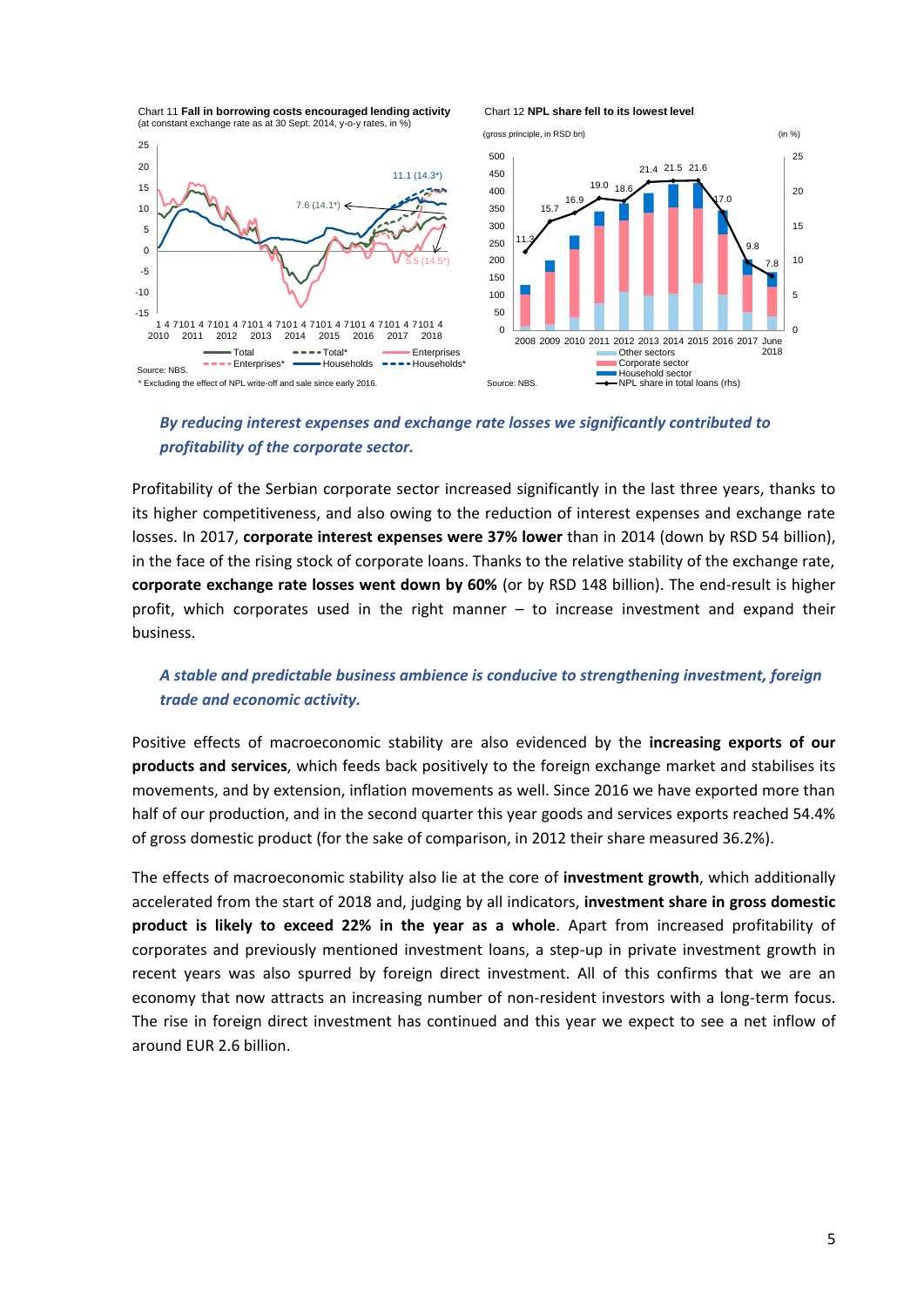Chart 11 **Fall in borrowing costs encouraged lending activity**
(at constant exchange rate as at 30 Sept. 2014, y-o-y rates, in %)

Source: NBS.
\* Excluding the effect of NPL write-off and sale since early 2016.

Chart 12 **NPL share fell to its lowest level**
(gross principle, in RSD bn) (in %)

Source: NBS.

***By reducing interest expenses and exchange rate losses we significantly contributed to profitability of the corporate sector.***

Profitability of the Serbian corporate sector increased significantly in the last three years, thanks to its higher competitiveness, and also owing to the reduction of interest expenses and exchange rate losses. In 2017, **corporate interest expenses were 37% lower** than in 2014 (down by RSD 54 billion), in the face of the rising stock of corporate loans. Thanks to the relative stability of the exchange rate, **corporate exchange rate losses went down by 60%** (or by RSD 148 billion). The end-result is higher profit, which corporates used in the right manner – to increase investment and expand their business.

***A stable and predictable business ambience is conducive to strengthening investment, foreign trade and economic activity.***

Positive effects of macroeconomic stability are also evidenced by the **increasing exports of our products and services**, which feeds back positively to the foreign exchange market and stabilises its movements, and by extension, inflation movements as well. Since 2016 we have exported more than half of our production, and in the second quarter this year goods and services exports reached 54.4% of gross domestic product (for the sake of comparison, in 2012 their share measured 36.2%).

The effects of macroeconomic stability also lie at the core of **investment growth**, which additionally accelerated from the start of 2018 and, judging by all indicators, **investment share in gross domestic product is likely to exceed 22% in the year as a whole**. Apart from increased profitability of corporates and previously mentioned investment loans, a step-up in private investment growth in recent years was also spurred by foreign direct investment. All of this confirms that we are an economy that now attracts an increasing number of non-resident investors with a long-term focus. The rise in foreign direct investment has continued and this year we expect to see a net inflow of around EUR 2.6 billion.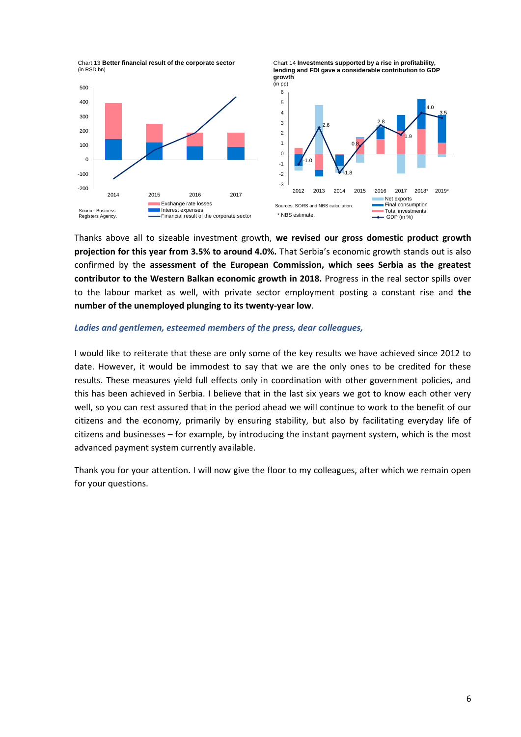Chart 13 **Better financial result of the corporate sector**
(in RSD bn)

500
400
300
200
100
0
-100
-200

2014
2015
2016
2017

Exchange rate losses
Interest expenses
Financial result of the corporate sector

Source: Business Registers Agency.

Chart 14 **Investments supported by a rise in profitability, lending and FDI gave a considerable contribution to GDP growth**
(in pp)

6
5
4
3
2
1
0
-1
-2
-3

-1.0
2.6
-1.8
0.8
2.8
1.9
4.0
3.5

2012
2013
2014
2015
2016
2017
2018*
2019*

Net exports
Final consumption
Total investments
GDP (in %)

Sources: SORS and NBS calculation.

\* NBS estimate.

Thanks above all to sizeable investment growth, **we revised our gross domestic product growth projection for this year from 3.5% to around 4.0%.** That Serbia's economic growth stands out is also confirmed by the **assessment of the European Commission, which sees Serbia as the greatest contributor to the Western Balkan economic growth in 2018.** Progress in the real sector spills over to the labour market as well, with private sector employment posting a constant rise and **the number of the unemployed plunging to its twenty-year low**.

***Ladies and gentlemen, esteemed members of the press, dear colleagues,***

I would like to reiterate that these are only some of the key results we have achieved since 2012 to date. However, it would be immodest to say that we are the only ones to be credited for these results. These measures yield full effects only in coordination with other government policies, and this has been achieved in Serbia. I believe that in the last six years we got to know each other very well, so you can rest assured that in the period ahead we will continue to work to the benefit of our citizens and the economy, primarily by ensuring stability, but also by facilitating everyday life of citizens and businesses – for example, by introducing the instant payment system, which is the most advanced payment system currently available.

Thank you for your attention. I will now give the floor to my colleagues, after which we remain open for your questions.